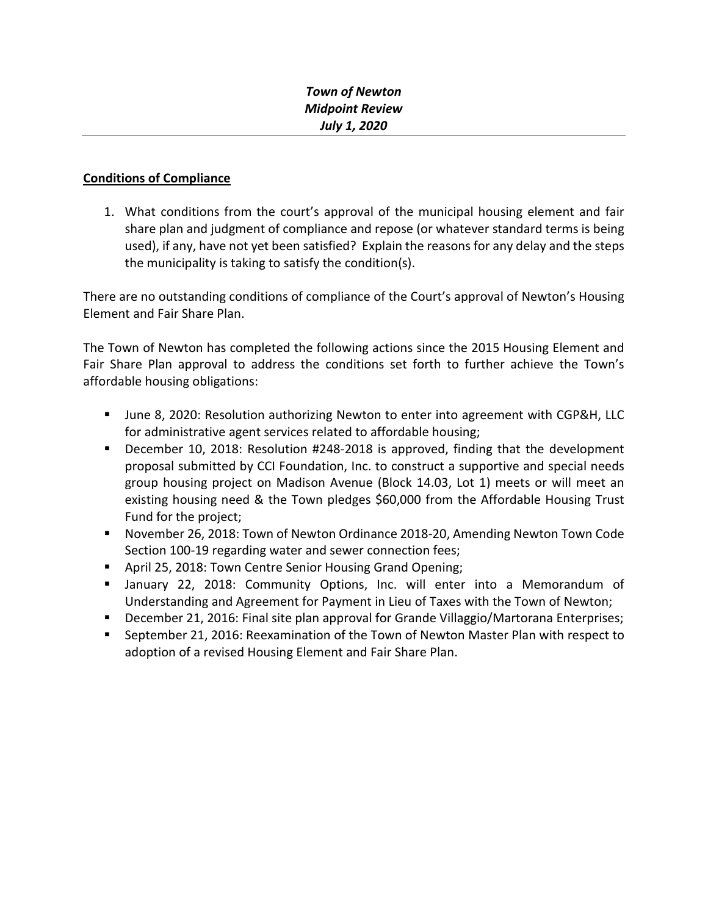***Town of Newton***
***Midpoint Review***
***July 1, 2020***

---

**<u>Conditions of Compliance</u>**

1. What conditions from the court's approval of the municipal housing element and fair share plan and judgment of compliance and repose (or whatever standard terms is being used), if any, have not yet been satisfied? Explain the reasons for any delay and the steps the municipality is taking to satisfy the condition(s).

There are no outstanding conditions of compliance of the Court's approval of Newton's Housing Element and Fair Share Plan.

The Town of Newton has completed the following actions since the 2015 Housing Element and Fair Share Plan approval to address the conditions set forth to further achieve the Town's affordable housing obligations:

- June 8, 2020: Resolution authorizing Newton to enter into agreement with CGP&H, LLC for administrative agent services related to affordable housing;
- December 10, 2018: Resolution #248-2018 is approved, finding that the development proposal submitted by CCI Foundation, Inc. to construct a supportive and special needs group housing project on Madison Avenue (Block 14.03, Lot 1) meets or will meet an existing housing need & the Town pledges $60,000 from the Affordable Housing Trust Fund for the project;
- November 26, 2018: Town of Newton Ordinance 2018-20, Amending Newton Town Code Section 100-19 regarding water and sewer connection fees;
- April 25, 2018: Town Centre Senior Housing Grand Opening;
- January 22, 2018: Community Options, Inc. will enter into a Memorandum of Understanding and Agreement for Payment in Lieu of Taxes with the Town of Newton;
- December 21, 2016: Final site plan approval for Grande Villaggio/Martorana Enterprises;
- September 21, 2016: Reexamination of the Town of Newton Master Plan with respect to adoption of a revised Housing Element and Fair Share Plan.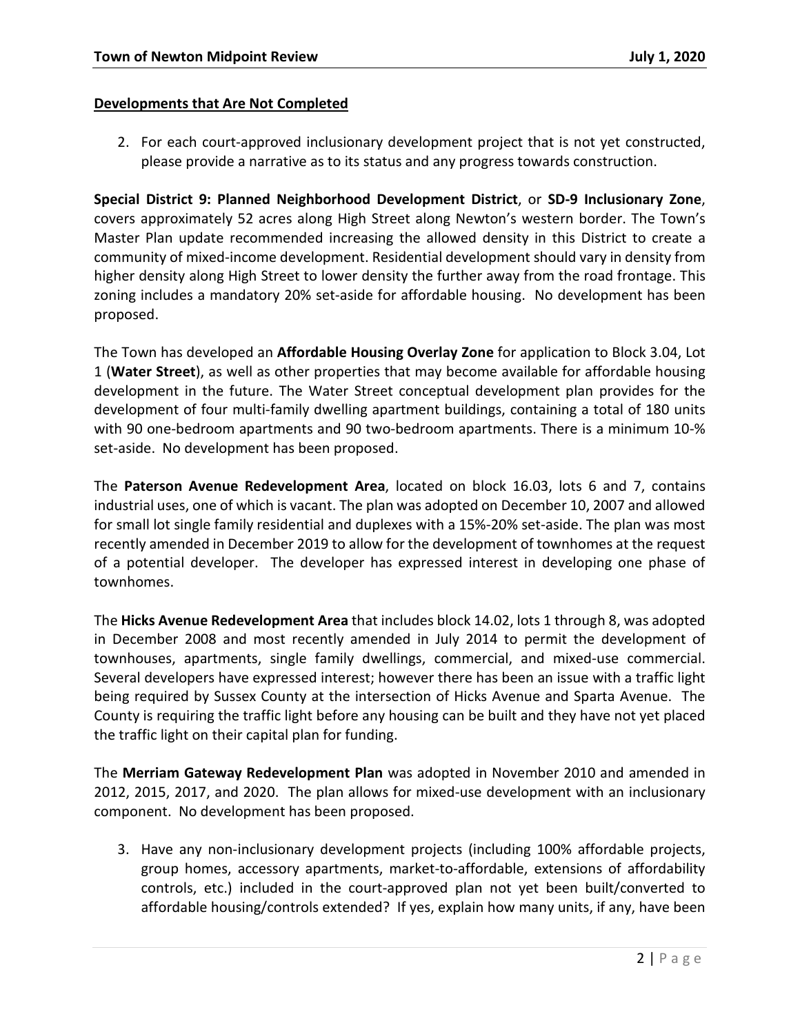**Developments that Are Not Completed**

2. For each court-approved inclusionary development project that is not yet constructed, please provide a narrative as to its status and any progress towards construction.

**Special District 9: Planned Neighborhood Development District**, or **SD-9 Inclusionary Zone**, covers approximately 52 acres along High Street along Newton's western border. The Town's Master Plan update recommended increasing the allowed density in this District to create a community of mixed-income development. Residential development should vary in density from higher density along High Street to lower density the further away from the road frontage. This zoning includes a mandatory 20% set-aside for affordable housing. No development has been proposed.

The Town has developed an **Affordable Housing Overlay Zone** for application to Block 3.04, Lot 1 (**Water Street**), as well as other properties that may become available for affordable housing development in the future. The Water Street conceptual development plan provides for the development of four multi-family dwelling apartment buildings, containing a total of 180 units with 90 one-bedroom apartments and 90 two-bedroom apartments. There is a minimum 10-% set-aside. No development has been proposed.

The **Paterson Avenue Redevelopment Area**, located on block 16.03, lots 6 and 7, contains industrial uses, one of which is vacant. The plan was adopted on December 10, 2007 and allowed for small lot single family residential and duplexes with a 15%-20% set-aside. The plan was most recently amended in December 2019 to allow for the development of townhomes at the request of a potential developer. The developer has expressed interest in developing one phase of townhomes.

The **Hicks Avenue Redevelopment Area** that includes block 14.02, lots 1 through 8, was adopted in December 2008 and most recently amended in July 2014 to permit the development of townhouses, apartments, single family dwellings, commercial, and mixed-use commercial. Several developers have expressed interest; however there has been an issue with a traffic light being required by Sussex County at the intersection of Hicks Avenue and Sparta Avenue. The County is requiring the traffic light before any housing can be built and they have not yet placed the traffic light on their capital plan for funding.

The **Merriam Gateway Redevelopment Plan** was adopted in November 2010 and amended in 2012, 2015, 2017, and 2020. The plan allows for mixed-use development with an inclusionary component. No development has been proposed.

3. Have any non-inclusionary development projects (including 100% affordable projects, group homes, accessory apartments, market-to-affordable, extensions of affordability controls, etc.) included in the court-approved plan not yet been built/converted to affordable housing/controls extended? If yes, explain how many units, if any, have been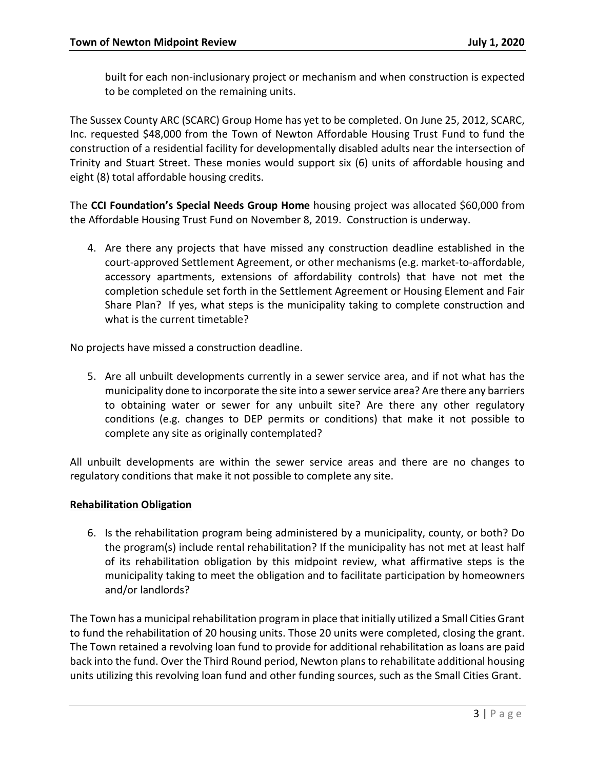built for each non-inclusionary project or mechanism and when construction is expected to be completed on the remaining units.

The Sussex County ARC (SCARC) Group Home has yet to be completed. On June 25, 2012, SCARC, Inc. requested $48,000 from the Town of Newton Affordable Housing Trust Fund to fund the construction of a residential facility for developmentally disabled adults near the intersection of Trinity and Stuart Street. These monies would support six (6) units of affordable housing and eight (8) total affordable housing credits.

The **CCI Foundation's Special Needs Group Home** housing project was allocated $60,000 from the Affordable Housing Trust Fund on November 8, 2019. Construction is underway.

4. Are there any projects that have missed any construction deadline established in the court-approved Settlement Agreement, or other mechanisms (e.g. market-to-affordable, accessory apartments, extensions of affordability controls) that have not met the completion schedule set forth in the Settlement Agreement or Housing Element and Fair Share Plan? If yes, what steps is the municipality taking to complete construction and what is the current timetable?

No projects have missed a construction deadline.

5. Are all unbuilt developments currently in a sewer service area, and if not what has the municipality done to incorporate the site into a sewer service area? Are there any barriers to obtaining water or sewer for any unbuilt site? Are there any other regulatory conditions (e.g. changes to DEP permits or conditions) that make it not possible to complete any site as originally contemplated?

All unbuilt developments are within the sewer service areas and there are no changes to regulatory conditions that make it not possible to complete any site.

**Rehabilitation Obligation**

6. Is the rehabilitation program being administered by a municipality, county, or both? Do the program(s) include rental rehabilitation? If the municipality has not met at least half of its rehabilitation obligation by this midpoint review, what affirmative steps is the municipality taking to meet the obligation and to facilitate participation by homeowners and/or landlords?

The Town has a municipal rehabilitation program in place that initially utilized a Small Cities Grant to fund the rehabilitation of 20 housing units. Those 20 units were completed, closing the grant. The Town retained a revolving loan fund to provide for additional rehabilitation as loans are paid back into the fund. Over the Third Round period, Newton plans to rehabilitate additional housing units utilizing this revolving loan fund and other funding sources, such as the Small Cities Grant.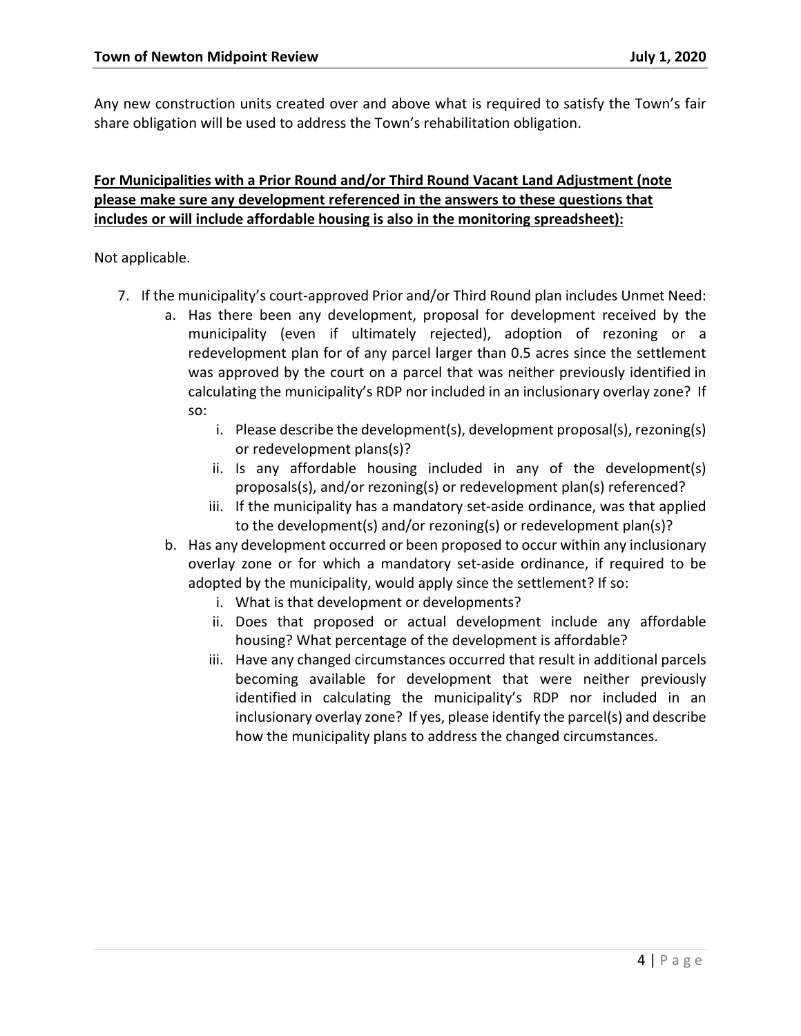Any new construction units created over and above what is required to satisfy the Town's fair share obligation will be used to address the Town's rehabilitation obligation.

**For Municipalities with a Prior Round and/or Third Round Vacant Land Adjustment (note please make sure any development referenced in the answers to these questions that includes or will include affordable housing is also in the monitoring spreadsheet):**

Not applicable.

7. If the municipality's court-approved Prior and/or Third Round plan includes Unmet Need:
   a. Has there been any development, proposal for development received by the municipality (even if ultimately rejected), adoption of rezoning or a redevelopment plan for of any parcel larger than 0.5 acres since the settlement was approved by the court on a parcel that was neither previously identified in calculating the municipality's RDP nor included in an inclusionary overlay zone? If so:
      i. Please describe the development(s), development proposal(s), rezoning(s) or redevelopment plans(s)?
      ii. Is any affordable housing included in any of the development(s) proposals(s), and/or rezoning(s) or redevelopment plan(s) referenced?
      iii. If the municipality has a mandatory set-aside ordinance, was that applied to the development(s) and/or rezoning(s) or redevelopment plan(s)?
   b. Has any development occurred or been proposed to occur within any inclusionary overlay zone or for which a mandatory set-aside ordinance, if required to be adopted by the municipality, would apply since the settlement? If so:
      i. What is that development or developments?
      ii. Does that proposed or actual development include any affordable housing? What percentage of the development is affordable?
      iii. Have any changed circumstances occurred that result in additional parcels becoming available for development that were neither previously identified in calculating the municipality's RDP nor included in an inclusionary overlay zone? If yes, please identify the parcel(s) and describe how the municipality plans to address the changed circumstances.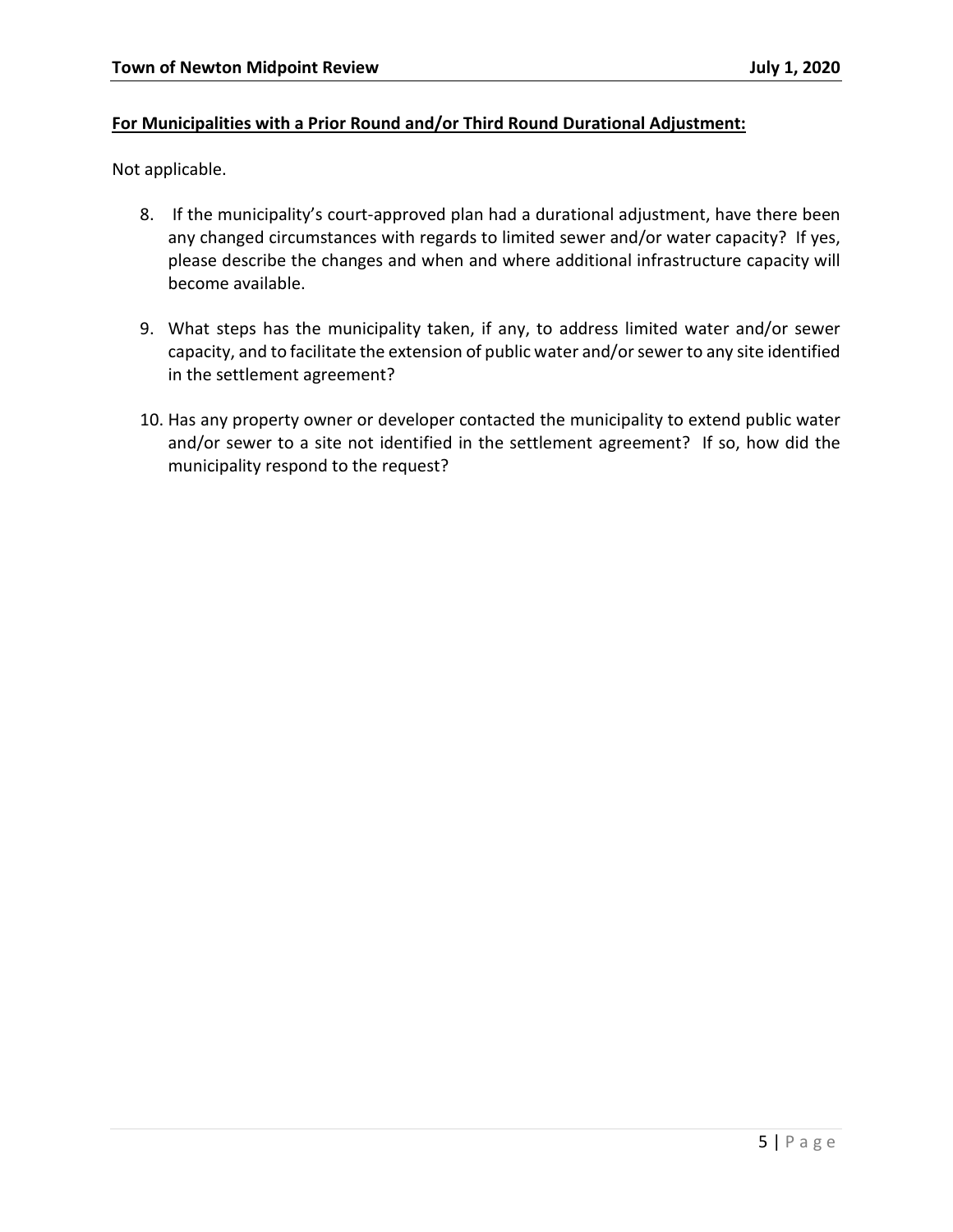**For Municipalities with a Prior Round and/or Third Round Durational Adjustment:**

Not applicable.

8. If the municipality's court-approved plan had a durational adjustment, have there been any changed circumstances with regards to limited sewer and/or water capacity? If yes, please describe the changes and when and where additional infrastructure capacity will become available.

9. What steps has the municipality taken, if any, to address limited water and/or sewer capacity, and to facilitate the extension of public water and/or sewer to any site identified in the settlement agreement?

10. Has any property owner or developer contacted the municipality to extend public water and/or sewer to a site not identified in the settlement agreement? If so, how did the municipality respond to the request?